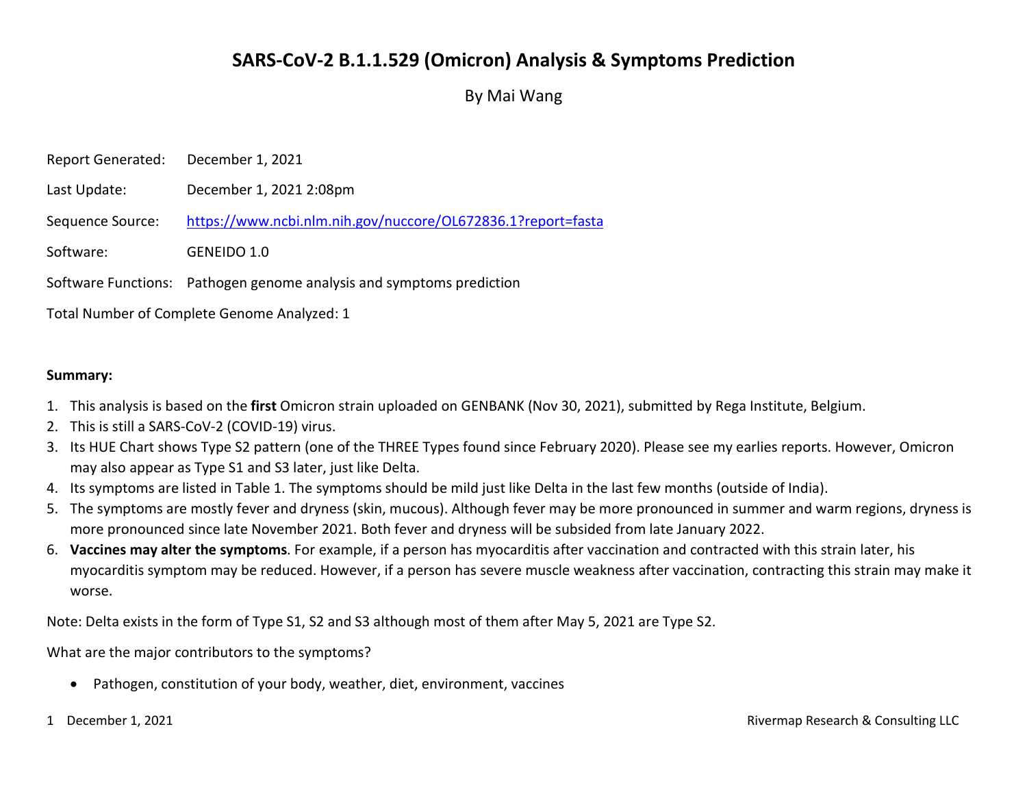# SARS-CoV-2 B.1.1.529 (Omicron) Analysis & Symptoms Prediction

By Mai Wang

Report Generated: December 1, 2021

Last Update: December 1, 2021 2:08pm

Sequence Source: [https://www.ncbi.nlm.nih.gov/nuccore/OL672836.1?report=fasta](https://www.ncbi.nlm.nih.gov/nuccore/OL672836.1?report=fasta)

Software: GENEIDO 1.0

Software Functions: Pathogen genome analysis and symptoms prediction

Total Number of Complete Genome Analyzed: 1

**Summary:**

1. This analysis is based on the **first** Omicron strain uploaded on GENBANK (Nov 30, 2021), submitted by Rega Institute, Belgium.
2. This is still a SARS-CoV-2 (COVID-19) virus.
3. Its HUE Chart shows Type S2 pattern (one of the THREE Types found since February 2020). Please see my earlies reports. However, Omicron may also appear as Type S1 and S3 later, just like Delta.
4. Its symptoms are listed in Table 1. The symptoms should be mild just like Delta in the last few months (outside of India).
5. The symptoms are mostly fever and dryness (skin, mucous). Although fever may be more pronounced in summer and warm regions, dryness is more pronounced since late November 2021. Both fever and dryness will be subsided from late January 2022.
6. **Vaccines may alter the symptoms**. For example, if a person has myocarditis after vaccination and contracted with this strain later, his myocarditis symptom may be reduced. However, if a person has severe muscle weakness after vaccination, contracting this strain may make it worse.

Note: Delta exists in the form of Type S1, S2 and S3 although most of them after May 5, 2021 are Type S2.

What are the major contributors to the symptoms?

- Pathogen, constitution of your body, weather, diet, environment, vaccines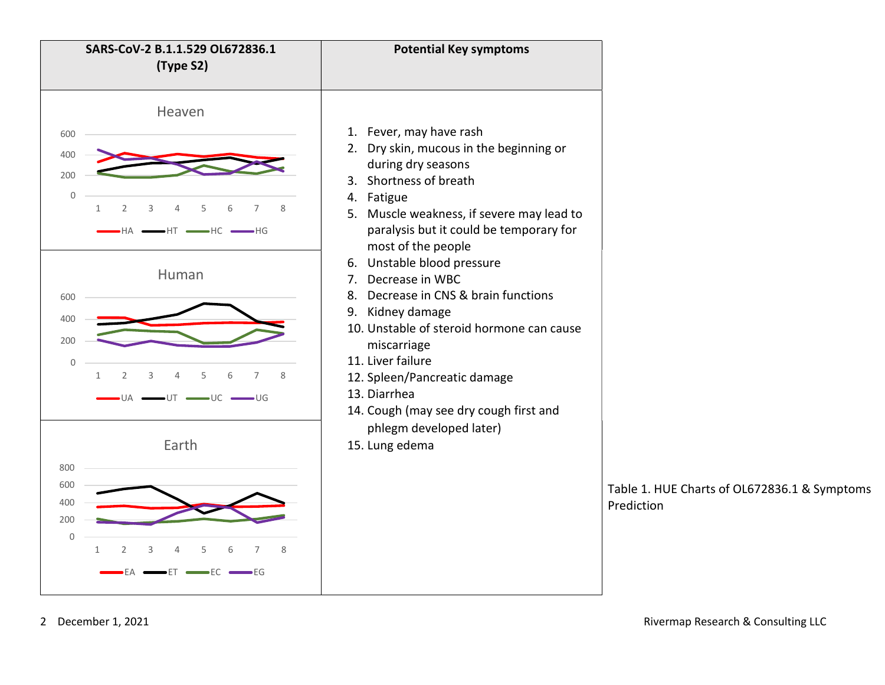| SARS-CoV-2 B.1.1.529 OL672836.1 (Type S2) | Potential Key symptoms |
|---|---|
| Heaven<br>600<br>400<br>200<br>0<br>1 2 3 4 5 6 7 8<br>HA HT HC HG | 1. Fever, may have rash<br>2. Dry skin, mucous in the beginning or during dry seasons<br>3. Shortness of breath<br>4. Fatigue<br>5. Muscle weakness, if severe may lead to paralysis but it could be temporary for most of the people<br>6. Unstable blood pressure<br>7. Decrease in WBC<br>8. Decrease in CNS & brain functions<br>9. Kidney damage<br>10. Unstable of steroid hormone can cause miscarriage<br>11. Liver failure<br>12. Spleen/Pancreatic damage<br>13. Diarrhea<br>14. Cough (may see dry cough first and phlegm developed later)<br>15. Lung edema |
| Human<br>600<br>400<br>200<br>0<br>1 2 3 4 5 6 7 8<br>UA UT UC UG | |
| Earth<br>800<br>600<br>400<br>200<br>0<br>1 2 3 4 5 6 7 8<br>EA ET EC EG | |

Table 1. HUE Charts of OL672836.1 & Symptoms Prediction

December 1, 2021

Rivermap Research & Consulting LLC